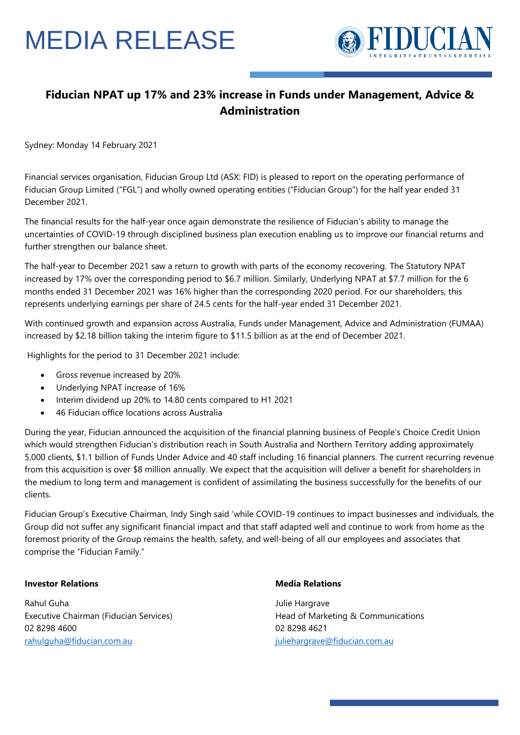# MEDIA RELEASE

FIDUCIAN
INTEGRITY • TRUST • EXPERTISE

## Fiducian NPAT up 17% and 23% increase in Funds under Management, Advice & Administration

Sydney: Monday 14 February 2021

Financial services organisation, Fiducian Group Ltd (ASX: FID) is pleased to report on the operating performance of Fiducian Group Limited ("FGL") and wholly owned operating entities ("Fiducian Group") for the half year ended 31 December 2021.

The financial results for the half-year once again demonstrate the resilience of Fiducian's ability to manage the uncertainties of COVID-19 through disciplined business plan execution enabling us to improve our financial returns and further strengthen our balance sheet.

The half-year to December 2021 saw a return to growth with parts of the economy recovering. The Statutory NPAT increased by 17% over the corresponding period to $6.7 million. Similarly, Underlying NPAT at $7.7 million for the 6 months ended 31 December 2021 was 16% higher than the corresponding 2020 period. For our shareholders, this represents underlying earnings per share of 24.5 cents for the half-year ended 31 December 2021.

With continued growth and expansion across Australia, Funds under Management, Advice and Administration (FUMAA) increased by $2.18 billion taking the interim figure to $11.5 billion as at the end of December 2021.

Highlights for the period to 31 December 2021 include:

- Gross revenue increased by 20%
- Underlying NPAT increase of 16%
- Interim dividend up 20% to 14.80 cents compared to H1 2021
- 46 Fiducian office locations across Australia

During the year, Fiducian announced the acquisition of the financial planning business of People's Choice Credit Union which would strengthen Fiducian's distribution reach in South Australia and Northern Territory adding approximately 5,000 clients, $1.1 billion of Funds Under Advice and 40 staff including 16 financial planners. The current recurring revenue from this acquisition is over $8 million annually. We expect that the acquisition will deliver a benefit for shareholders in the medium to long term and management is confident of assimilating the business successfully for the benefits of our clients.

Fiducian Group's Executive Chairman, Indy Singh said 'while COVID-19 continues to impact businesses and individuals, the Group did not suffer any significant financial impact and that staff adapted well and continue to work from home as the foremost priority of the Group remains the health, safety, and well-being of all our employees and associates that comprise the "Fiducian Family."

**Investor Relations**

Rahul Guha
Executive Chairman (Fiducian Services)
02 8298 4600
rahulguha@fiducian.com.au

**Media Relations**

Julie Hargrave
Head of Marketing & Communications
02 8298 4621
juliehargrave@fiducian.com.au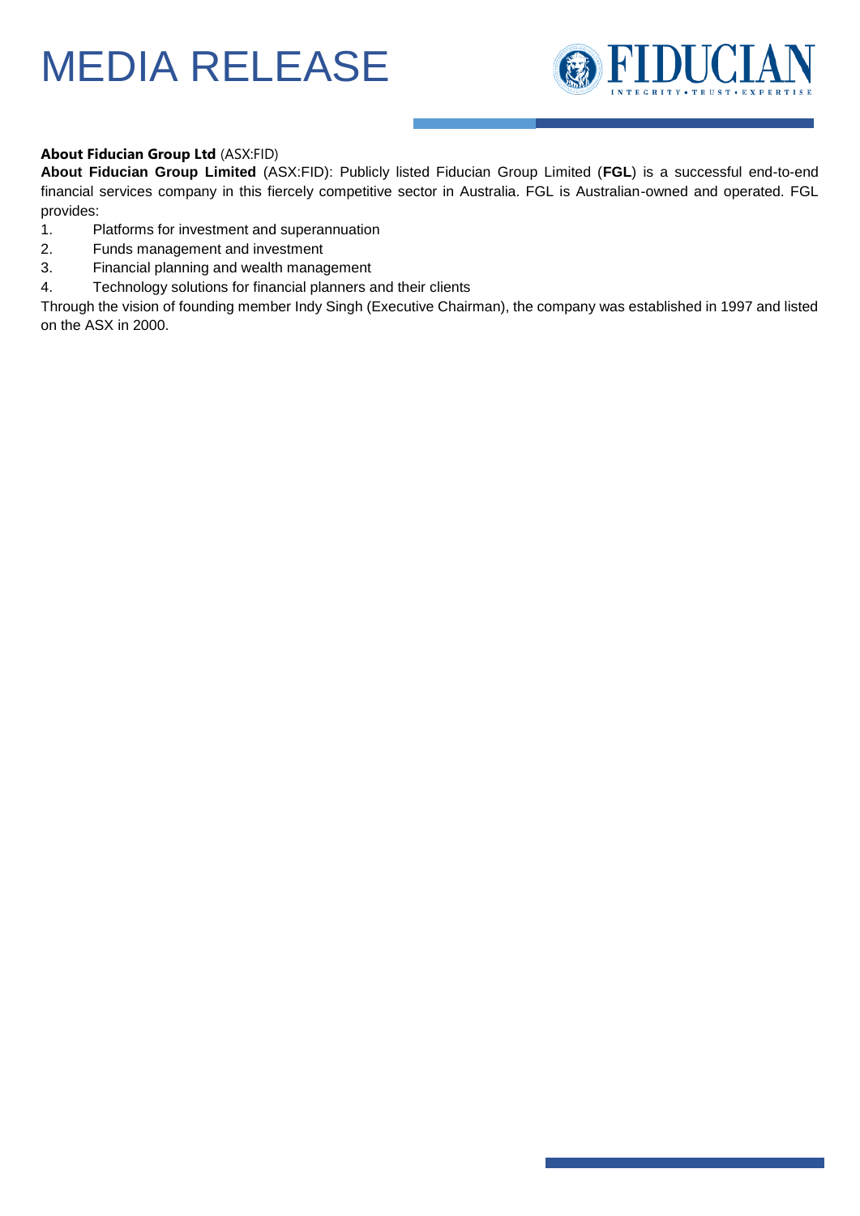# MEDIA RELEASE

**About Fiducian Group Ltd** (ASX:FID)

**About Fiducian Group Limited** (ASX:FID): Publicly listed Fiducian Group Limited (**FGL**) is a successful end-to-end financial services company in this fiercely competitive sector in Australia. FGL is Australian-owned and operated. FGL provides:

1. Platforms for investment and superannuation
2. Funds management and investment
3. Financial planning and wealth management
4. Technology solutions for financial planners and their clients

Through the vision of founding member Indy Singh (Executive Chairman), the company was established in 1997 and listed on the ASX in 2000.